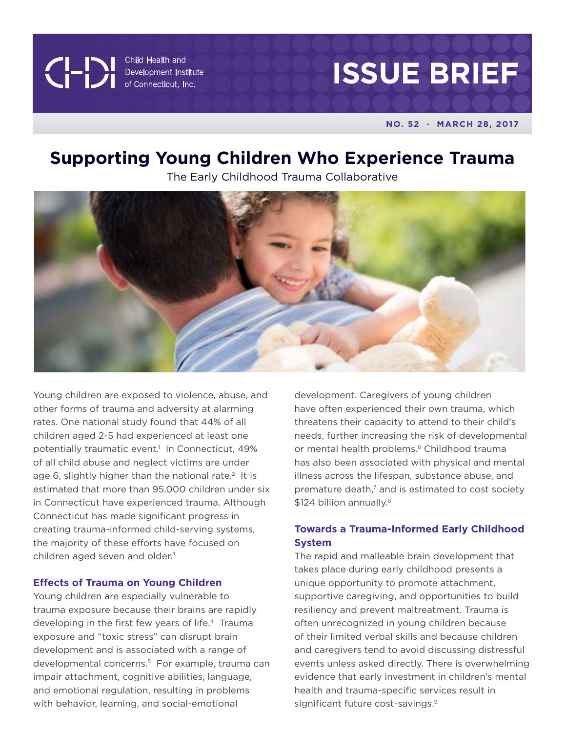Child Health and Development Institute of Connecticut, Inc.

# ISSUE BRIEF

**NO. 52 · MARCH 28, 2017**

# Supporting Young Children Who Experience Trauma

The Early Childhood Trauma Collaborative

Young children are exposed to violence, abuse, and other forms of trauma and adversity at alarming rates. One national study found that 44% of all children aged 2-5 had experienced at least one potentially traumatic event.[1] In Connecticut, 49% of all child abuse and neglect victims are under age 6, slightly higher than the national rate.[2] It is estimated that more than 95,000 children under six in Connecticut have experienced trauma. Although Connecticut has made significant progress in creating trauma-informed child-serving systems, the majority of these efforts have focused on children aged seven and older.[3]

## Effects of Trauma on Young Children

Young children are especially vulnerable to trauma exposure because their brains are rapidly developing in the first few years of life.[4] Trauma exposure and "toxic stress" can disrupt brain development and is associated with a range of developmental concerns.[5] For example, trauma can impair attachment, cognitive abilities, language, and emotional regulation, resulting in problems with behavior, learning, and social-emotional development. Caregivers of young children have often experienced their own trauma, which threatens their capacity to attend to their child's needs, further increasing the risk of developmental or mental health problems.[6] Childhood trauma has also been associated with physical and mental illness across the lifespan, substance abuse, and premature death,[7] and is estimated to cost society $124 billion annually.[8]

## Towards a Trauma-Informed Early Childhood System

The rapid and malleable brain development that takes place during early childhood presents a unique opportunity to promote attachment, supportive caregiving, and opportunities to build resiliency and prevent maltreatment. Trauma is often unrecognized in young children because of their limited verbal skills and because children and caregivers tend to avoid discussing distressful events unless asked directly. There is overwhelming evidence that early investment in children's mental health and trauma-specific services result in significant future cost-savings.[9]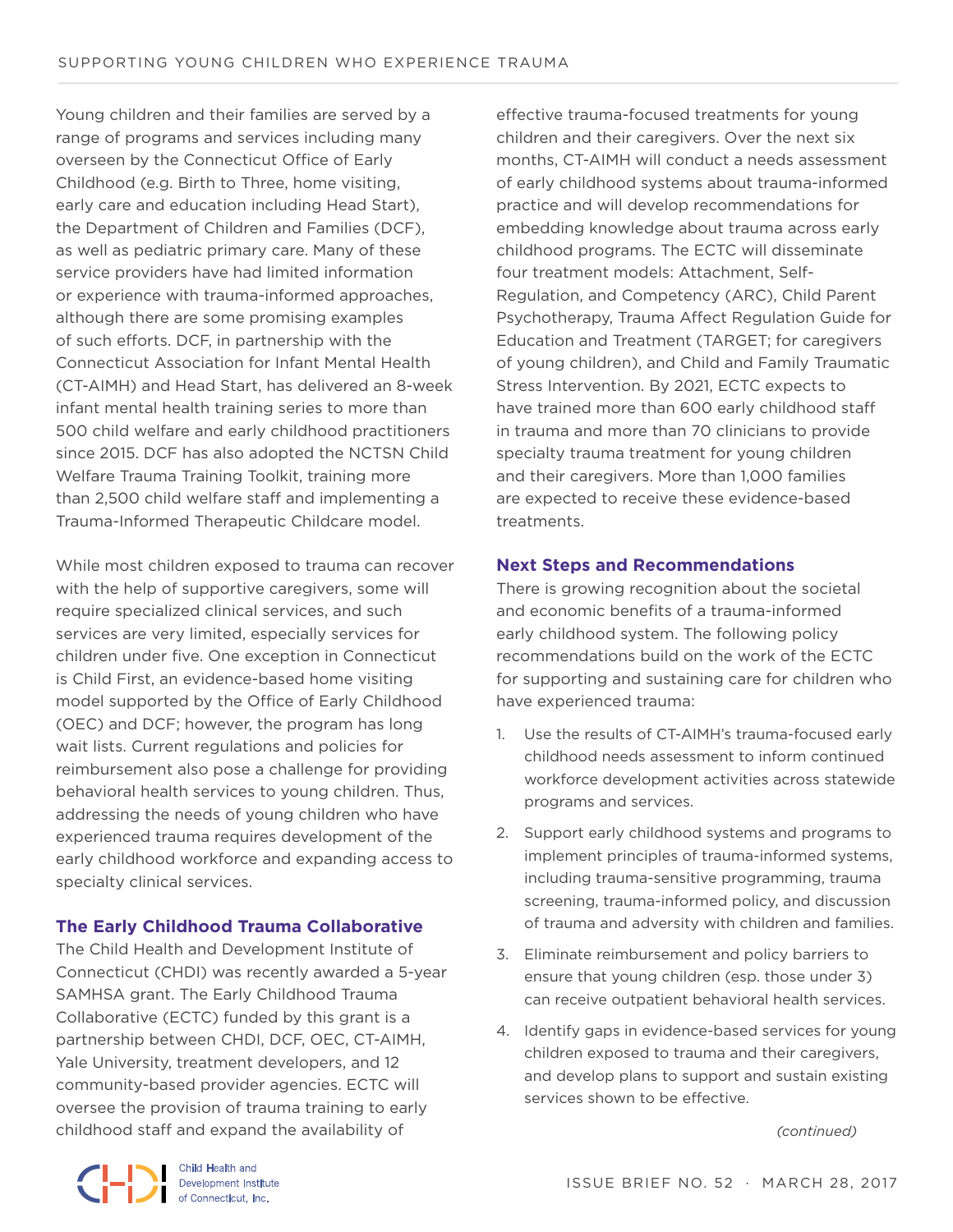Young children and their families are served by a range of programs and services including many overseen by the Connecticut Office of Early Childhood (e.g. Birth to Three, home visiting, early care and education including Head Start), the Department of Children and Families (DCF), as well as pediatric primary care. Many of these service providers have had limited information or experience with trauma-informed approaches, although there are some promising examples of such efforts. DCF, in partnership with the Connecticut Association for Infant Mental Health (CT-AIMH) and Head Start, has delivered an 8-week infant mental health training series to more than 500 child welfare and early childhood practitioners since 2015. DCF has also adopted the NCTSN Child Welfare Trauma Training Toolkit, training more than 2,500 child welfare staff and implementing a Trauma-Informed Therapeutic Childcare model.

While most children exposed to trauma can recover with the help of supportive caregivers, some will require specialized clinical services, and such services are very limited, especially services for children under five. One exception in Connecticut is Child First, an evidence-based home visiting model supported by the Office of Early Childhood (OEC) and DCF; however, the program has long wait lists. Current regulations and policies for reimbursement also pose a challenge for providing behavioral health services to young children. Thus, addressing the needs of young children who have experienced trauma requires development of the early childhood workforce and expanding access to specialty clinical services.

## The Early Childhood Trauma Collaborative

The Child Health and Development Institute of Connecticut (CHDI) was recently awarded a 5-year SAMHSA grant. The Early Childhood Trauma Collaborative (ECTC) funded by this grant is a partnership between CHDI, DCF, OEC, CT-AIMH, Yale University, treatment developers, and 12 community-based provider agencies. ECTC will oversee the provision of trauma training to early childhood staff and expand the availability of effective trauma-focused treatments for young children and their caregivers. Over the next six months, CT-AIMH will conduct a needs assessment of early childhood systems about trauma-informed practice and will develop recommendations for embedding knowledge about trauma across early childhood programs. The ECTC will disseminate four treatment models: Attachment, Self-Regulation, and Competency (ARC), Child Parent Psychotherapy, Trauma Affect Regulation Guide for Education and Treatment (TARGET; for caregivers of young children), and Child and Family Traumatic Stress Intervention. By 2021, ECTC expects to have trained more than 600 early childhood staff in trauma and more than 70 clinicians to provide specialty trauma treatment for young children and their caregivers. More than 1,000 families are expected to receive these evidence-based treatments.

## Next Steps and Recommendations

There is growing recognition about the societal and economic benefits of a trauma-informed early childhood system. The following policy recommendations build on the work of the ECTC for supporting and sustaining care for children who have experienced trauma:

1. Use the results of CT-AIMH's trauma-focused early childhood needs assessment to inform continued workforce development activities across statewide programs and services.
2. Support early childhood systems and programs to implement principles of trauma-informed systems, including trauma-sensitive programming, trauma screening, trauma-informed policy, and discussion of trauma and adversity with children and families.
3. Eliminate reimbursement and policy barriers to ensure that young children (esp. those under 3) can receive outpatient behavioral health services.
4. Identify gaps in evidence-based services for young children exposed to trauma and their caregivers, and develop plans to support and sustain existing services shown to be effective.

*(continued)*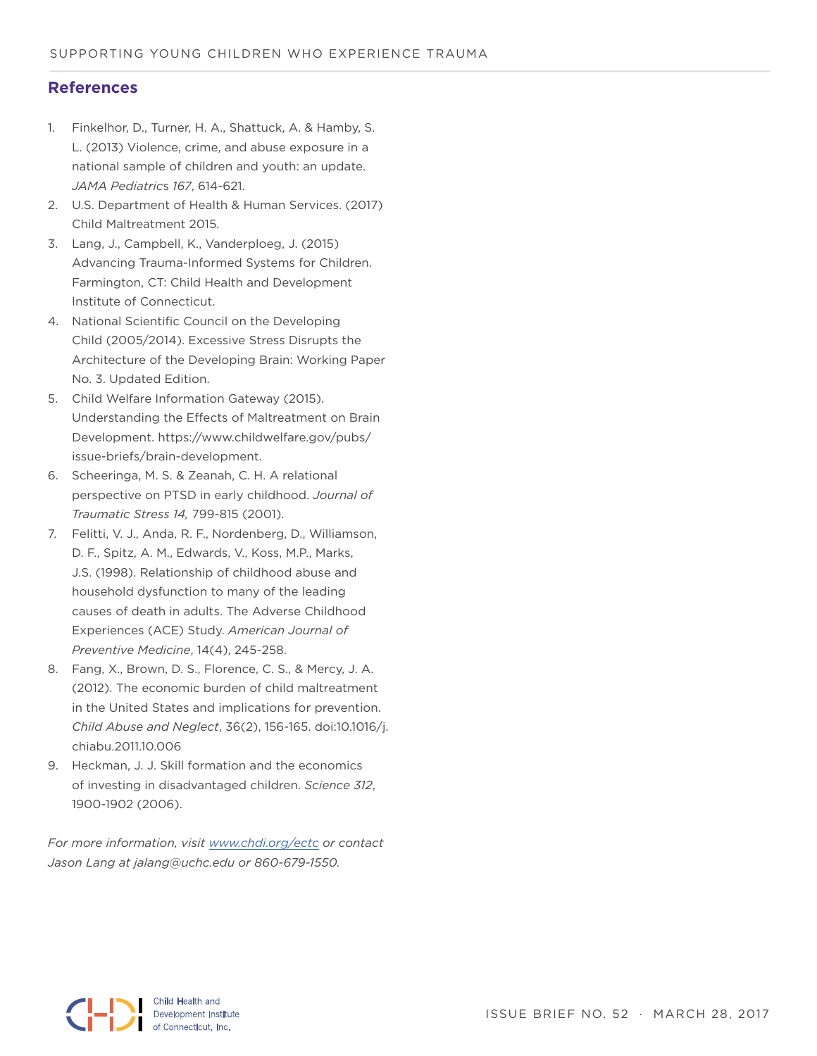## References

1. Finkelhor, D., Turner, H. A., Shattuck, A. & Hamby, S. L. (2013) Violence, crime, and abuse exposure in a national sample of children and youth: an update. *JAMA Pediatrics 167*, 614-621.
2. U.S. Department of Health & Human Services. (2017) Child Maltreatment 2015.
3. Lang, J., Campbell, K., Vanderploeg, J. (2015) Advancing Trauma-Informed Systems for Children. Farmington, CT: Child Health and Development Institute of Connecticut.
4. National Scientific Council on the Developing Child (2005/2014). Excessive Stress Disrupts the Architecture of the Developing Brain: Working Paper No. 3. Updated Edition.
5. Child Welfare Information Gateway (2015). Understanding the Effects of Maltreatment on Brain Development. https://www.childwelfare.gov/pubs/issue-briefs/brain-development.
6. Scheeringa, M. S. & Zeanah, C. H. A relational perspective on PTSD in early childhood. *Journal of Traumatic Stress 14,* 799-815 (2001).
7. Felitti, V. J., Anda, R. F., Nordenberg, D., Williamson, D. F., Spitz, A. M., Edwards, V., Koss, M.P., Marks, J.S. (1998). Relationship of childhood abuse and household dysfunction to many of the leading causes of death in adults. The Adverse Childhood Experiences (ACE) Study. *American Journal of Preventive Medicine*, 14(4), 245-258.
8. Fang, X., Brown, D. S., Florence, C. S., & Mercy, J. A. (2012). The economic burden of child maltreatment in the United States and implications for prevention. *Child Abuse and Neglect*, 36(2), 156-165. doi:10.1016/j.chiabu.2011.10.006
9. Heckman, J. J. Skill formation and the economics of investing in disadvantaged children. *Science 312*, 1900-1902 (2006).

*For more information, visit [www.chdi.org/ectc](http://www.chdi.org/ectc) or contact Jason Lang at jalang@uchc.edu or 860-679-1550.*

Child Health and Development Institute of Connecticut, Inc.